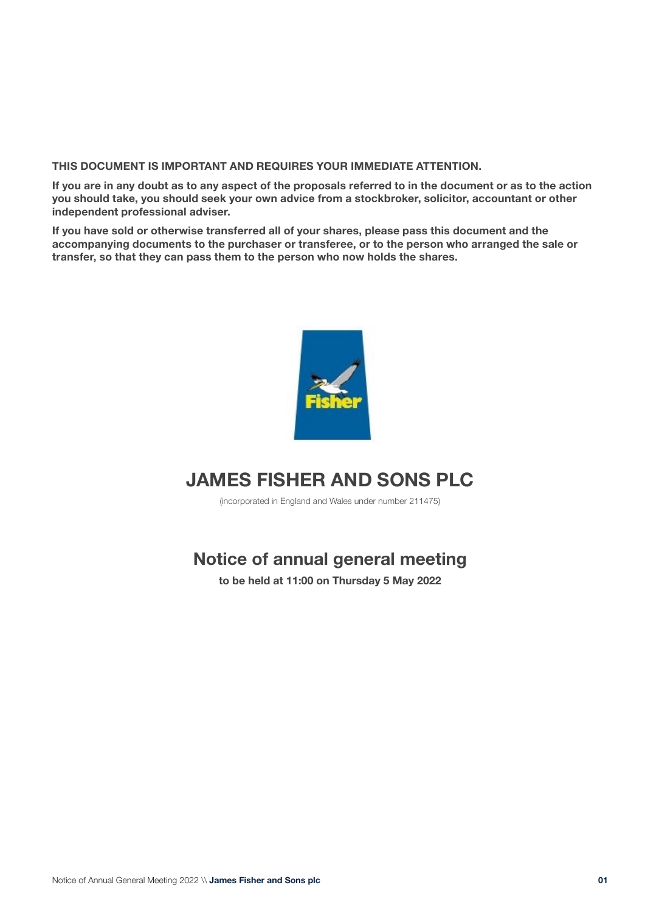**THIS DOCUMENT IS IMPORTANT AND REQUIRES YOUR IMMEDIATE ATTENTION.**

**If you are in any doubt as to any aspect of the proposals referred to in the document or as to the action you should take, you should seek your own advice from a stockbroker, solicitor, accountant or other independent professional adviser.**

**If you have sold or otherwise transferred all of your shares, please pass this document and the accompanying documents to the purchaser or transferee, or to the person who arranged the sale or transfer, so that they can pass them to the person who now holds the shares.**

# JAMES FISHER AND SONS PLC

(incorporated in England and Wales under number 211475)

## Notice of annual general meeting

**to be held at 11:00 on Thursday 5 May 2022**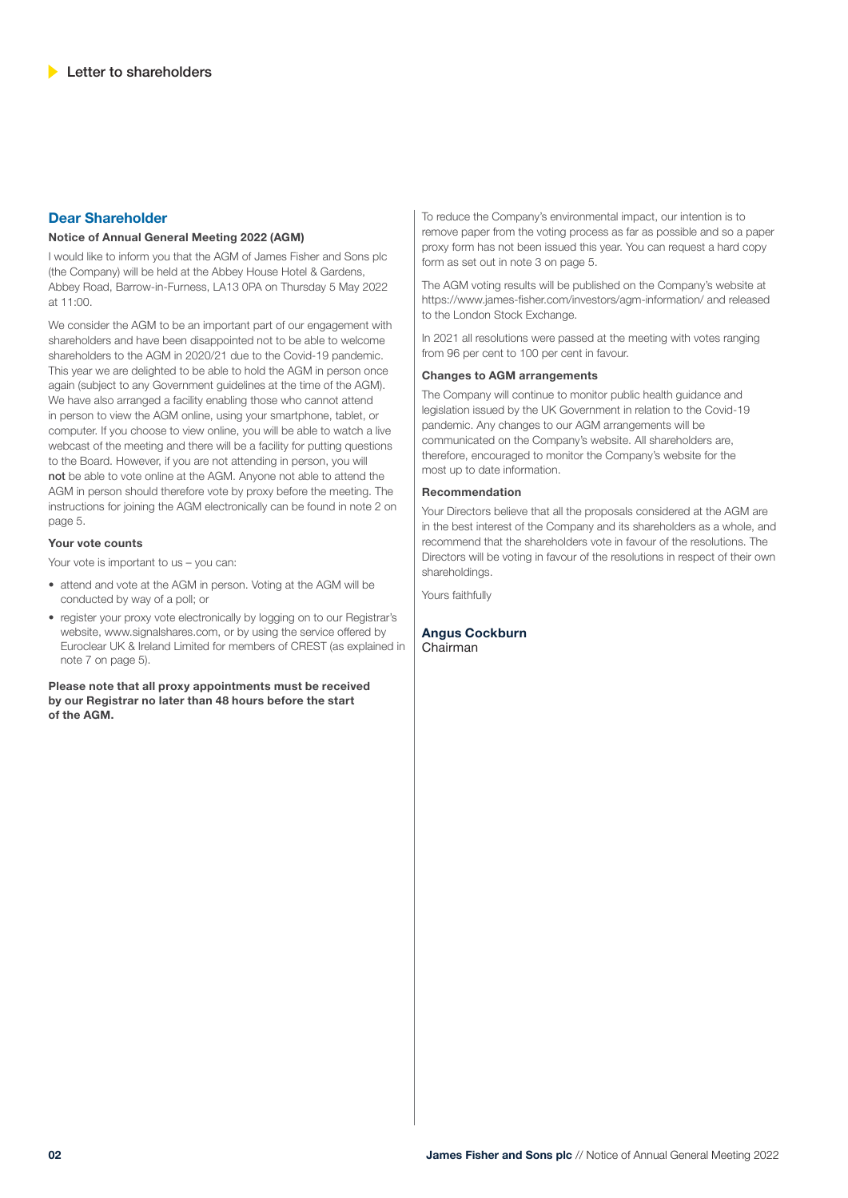## Letter to shareholders

### Dear Shareholder

**Notice of Annual General Meeting 2022 (AGM)**

I would like to inform you that the AGM of James Fisher and Sons plc (the Company) will be held at the Abbey House Hotel & Gardens, Abbey Road, Barrow-in-Furness, LA13 0PA on Thursday 5 May 2022 at 11:00.

We consider the AGM to be an important part of our engagement with shareholders and have been disappointed not to be able to welcome shareholders to the AGM in 2020/21 due to the Covid-19 pandemic. This year we are delighted to be able to hold the AGM in person once again (subject to any Government guidelines at the time of the AGM). We have also arranged a facility enabling those who cannot attend in person to view the AGM online, using your smartphone, tablet, or computer. If you choose to view online, you will be able to watch a live webcast of the meeting and there will be a facility for putting questions to the Board. However, if you are not attending in person, you will **not** be able to vote online at the AGM. Anyone not able to attend the AGM in person should therefore vote by proxy before the meeting. The instructions for joining the AGM electronically can be found in note 2 on page 5.

**Your vote counts**

Your vote is important to us – you can:

- attend and vote at the AGM in person. Voting at the AGM will be conducted by way of a poll; or
- register your proxy vote electronically by logging on to our Registrar's website, www.signalshares.com, or by using the service offered by Euroclear UK & Ireland Limited for members of CREST (as explained in note 7 on page 5).

**Please note that all proxy appointments must be received by our Registrar no later than 48 hours before the start of the AGM.**

To reduce the Company's environmental impact, our intention is to remove paper from the voting process as far as possible and so a paper proxy form has not been issued this year. You can request a hard copy form as set out in note 3 on page 5.

The AGM voting results will be published on the Company's website at https://www.james-fisher.com/investors/agm-information/ and released to the London Stock Exchange.

In 2021 all resolutions were passed at the meeting with votes ranging from 96 per cent to 100 per cent in favour.

**Changes to AGM arrangements**

The Company will continue to monitor public health guidance and legislation issued by the UK Government in relation to the Covid-19 pandemic. Any changes to our AGM arrangements will be communicated on the Company's website. All shareholders are, therefore, encouraged to monitor the Company's website for the most up to date information.

**Recommendation**

Your Directors believe that all the proposals considered at the AGM are in the best interest of the Company and its shareholders as a whole, and recommend that the shareholders vote in favour of the resolutions. The Directors will be voting in favour of the resolutions in respect of their own shareholdings.

Yours faithfully

**Angus Cockburn**
Chairman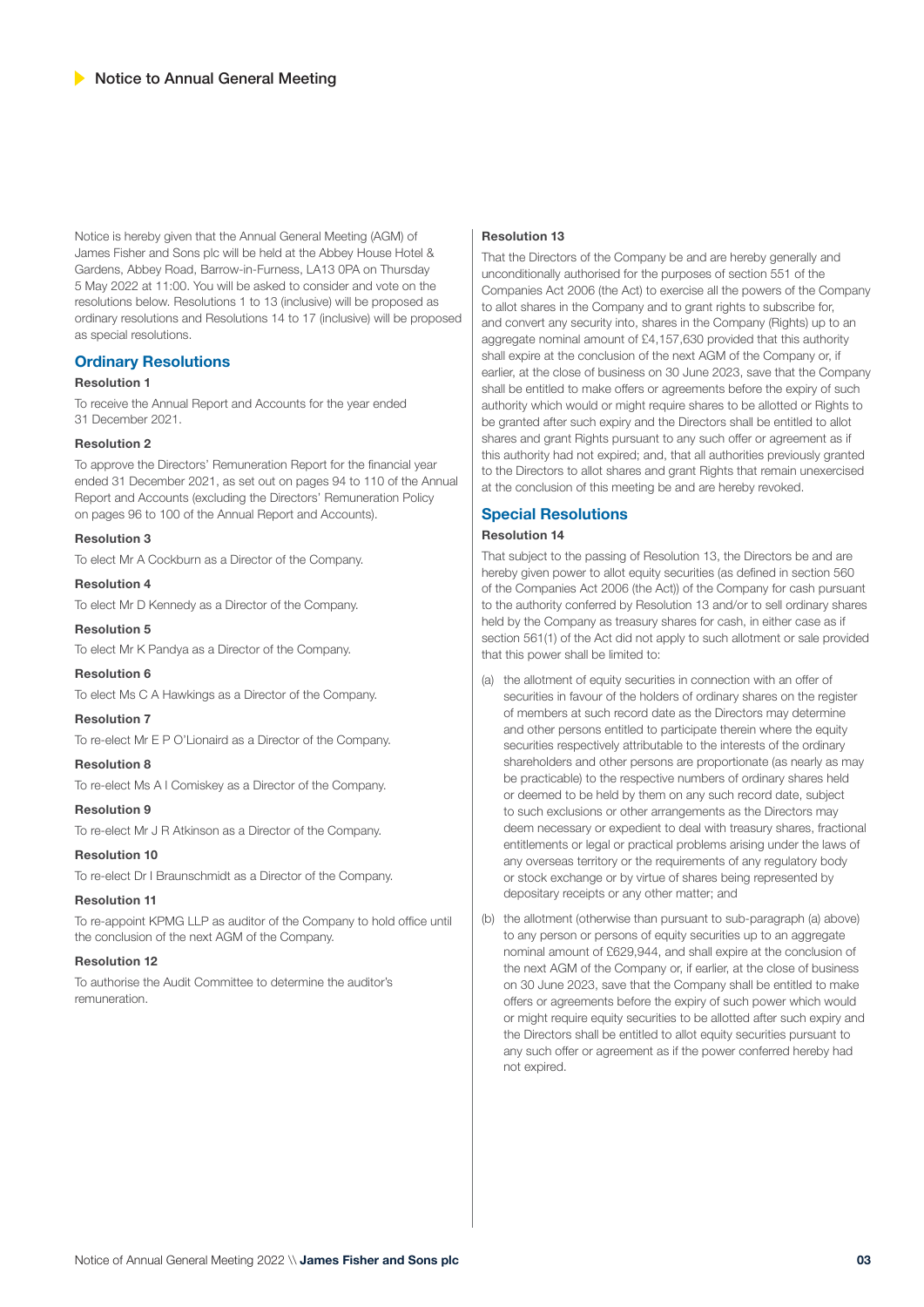# Notice to Annual General Meeting

Notice is hereby given that the Annual General Meeting (AGM) of James Fisher and Sons plc will be held at the Abbey House Hotel & Gardens, Abbey Road, Barrow-in-Furness, LA13 0PA on Thursday 5 May 2022 at 11:00. You will be asked to consider and vote on the resolutions below. Resolutions 1 to 13 (inclusive) will be proposed as ordinary resolutions and Resolutions 14 to 17 (inclusive) will be proposed as special resolutions.

## Ordinary Resolutions

**Resolution 1**

To receive the Annual Report and Accounts for the year ended 31 December 2021.

**Resolution 2**

To approve the Directors' Remuneration Report for the financial year ended 31 December 2021, as set out on pages 94 to 110 of the Annual Report and Accounts (excluding the Directors' Remuneration Policy on pages 96 to 100 of the Annual Report and Accounts).

**Resolution 3**

To elect Mr A Cockburn as a Director of the Company.

**Resolution 4**

To elect Mr D Kennedy as a Director of the Company.

**Resolution 5**

To elect Mr K Pandya as a Director of the Company.

**Resolution 6**

To elect Ms C A Hawkings as a Director of the Company.

**Resolution 7**

To re-elect Mr E P O'Lionaird as a Director of the Company.

**Resolution 8**

To re-elect Ms A I Comiskey as a Director of the Company.

**Resolution 9**

To re-elect Mr J R Atkinson as a Director of the Company.

**Resolution 10**

To re-elect Dr I Braunschmidt as a Director of the Company.

**Resolution 11**

To re-appoint KPMG LLP as auditor of the Company to hold office until the conclusion of the next AGM of the Company.

**Resolution 12**

To authorise the Audit Committee to determine the auditor's remuneration.

**Resolution 13**

That the Directors of the Company be and are hereby generally and unconditionally authorised for the purposes of section 551 of the Companies Act 2006 (the Act) to exercise all the powers of the Company to allot shares in the Company and to grant rights to subscribe for, and convert any security into, shares in the Company (Rights) up to an aggregate nominal amount of £4,157,630 provided that this authority shall expire at the conclusion of the next AGM of the Company or, if earlier, at the close of business on 30 June 2023, save that the Company shall be entitled to make offers or agreements before the expiry of such authority which would or might require shares to be allotted or Rights to be granted after such expiry and the Directors shall be entitled to allot shares and grant Rights pursuant to any such offer or agreement as if this authority had not expired; and, that all authorities previously granted to the Directors to allot shares and grant Rights that remain unexercised at the conclusion of this meeting be and are hereby revoked.

## Special Resolutions

**Resolution 14**

That subject to the passing of Resolution 13, the Directors be and are hereby given power to allot equity securities (as defined in section 560 of the Companies Act 2006 (the Act)) of the Company for cash pursuant to the authority conferred by Resolution 13 and/or to sell ordinary shares held by the Company as treasury shares for cash, in either case as if section 561(1) of the Act did not apply to such allotment or sale provided that this power shall be limited to:

(a) the allotment of equity securities in connection with an offer of securities in favour of the holders of ordinary shares on the register of members at such record date as the Directors may determine and other persons entitled to participate therein where the equity securities respectively attributable to the interests of the ordinary shareholders and other persons are proportionate (as nearly as may be practicable) to the respective numbers of ordinary shares held or deemed to be held by them on any such record date, subject to such exclusions or other arrangements as the Directors may deem necessary or expedient to deal with treasury shares, fractional entitlements or legal or practical problems arising under the laws of any overseas territory or the requirements of any regulatory body or stock exchange or by virtue of shares being represented by depositary receipts or any other matter; and

(b) the allotment (otherwise than pursuant to sub-paragraph (a) above) to any person or persons of equity securities up to an aggregate nominal amount of £629,944, and shall expire at the conclusion of the next AGM of the Company or, if earlier, at the close of business on 30 June 2023, save that the Company shall be entitled to make offers or agreements before the expiry of such power which would or might require equity securities to be allotted after such expiry and the Directors shall be entitled to allot equity securities pursuant to any such offer or agreement as if the power conferred hereby had not expired.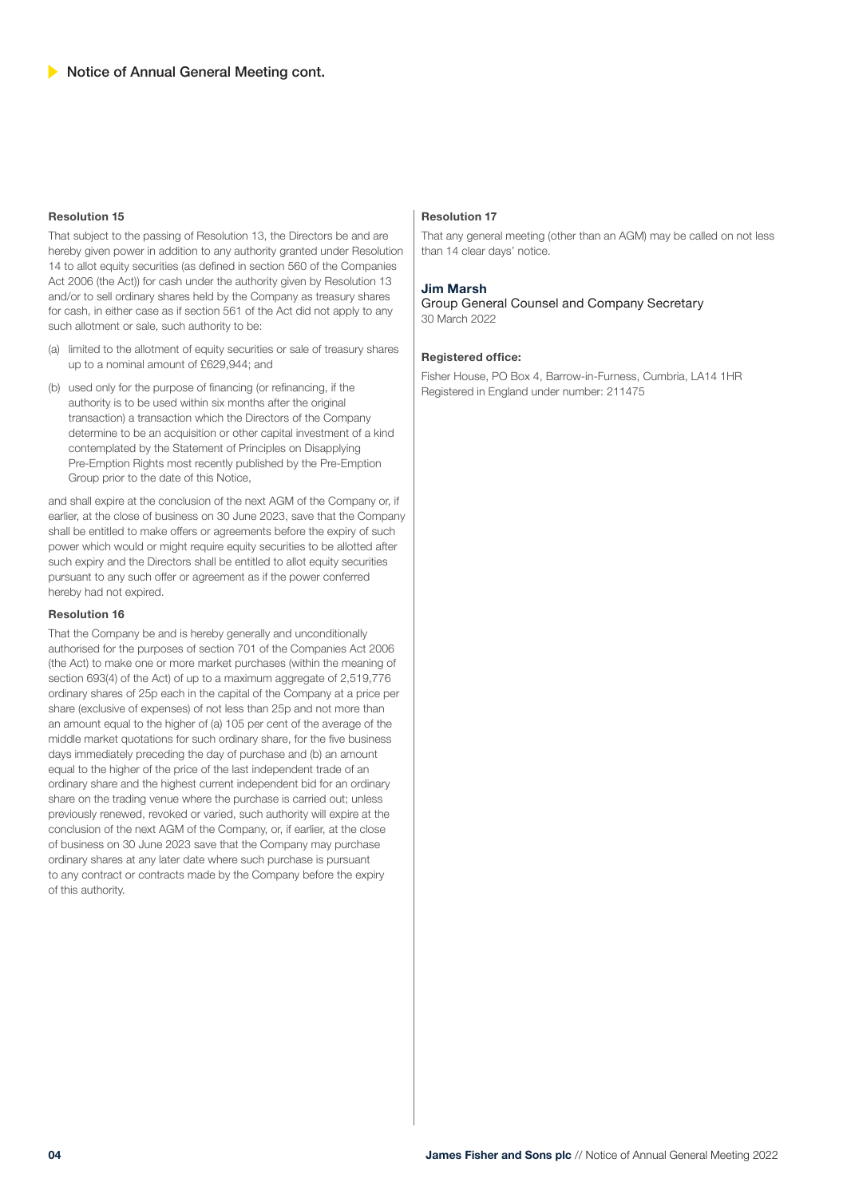## Notice of Annual General Meeting cont.

**Resolution 15**

That subject to the passing of Resolution 13, the Directors be and are hereby given power in addition to any authority granted under Resolution 14 to allot equity securities (as defined in section 560 of the Companies Act 2006 (the Act)) for cash under the authority given by Resolution 13 and/or to sell ordinary shares held by the Company as treasury shares for cash, in either case as if section 561 of the Act did not apply to any such allotment or sale, such authority to be:

(a) limited to the allotment of equity securities or sale of treasury shares up to a nominal amount of £629,944; and

(b) used only for the purpose of financing (or refinancing, if the authority is to be used within six months after the original transaction) a transaction which the Directors of the Company determine to be an acquisition or other capital investment of a kind contemplated by the Statement of Principles on Disapplying Pre-Emption Rights most recently published by the Pre-Emption Group prior to the date of this Notice,

and shall expire at the conclusion of the next AGM of the Company or, if earlier, at the close of business on 30 June 2023, save that the Company shall be entitled to make offers or agreements before the expiry of such power which would or might require equity securities to be allotted after such expiry and the Directors shall be entitled to allot equity securities pursuant to any such offer or agreement as if the power conferred hereby had not expired.

**Resolution 16**

That the Company be and is hereby generally and unconditionally authorised for the purposes of section 701 of the Companies Act 2006 (the Act) to make one or more market purchases (within the meaning of section 693(4) of the Act) of up to a maximum aggregate of 2,519,776 ordinary shares of 25p each in the capital of the Company at a price per share (exclusive of expenses) of not less than 25p and not more than an amount equal to the higher of (a) 105 per cent of the average of the middle market quotations for such ordinary share, for the five business days immediately preceding the day of purchase and (b) an amount equal to the higher of the price of the last independent trade of an ordinary share and the highest current independent bid for an ordinary share on the trading venue where the purchase is carried out; unless previously renewed, revoked or varied, such authority will expire at the conclusion of the next AGM of the Company, or, if earlier, at the close of business on 30 June 2023 save that the Company may purchase ordinary shares at any later date where such purchase is pursuant to any contract or contracts made by the Company before the expiry of this authority.

**Resolution 17**

That any general meeting (other than an AGM) may be called on not less than 14 clear days' notice.

**Jim Marsh**
Group General Counsel and Company Secretary
30 March 2022

**Registered office:**

Fisher House, PO Box 4, Barrow-in-Furness, Cumbria, LA14 1HR
Registered in England under number: 211475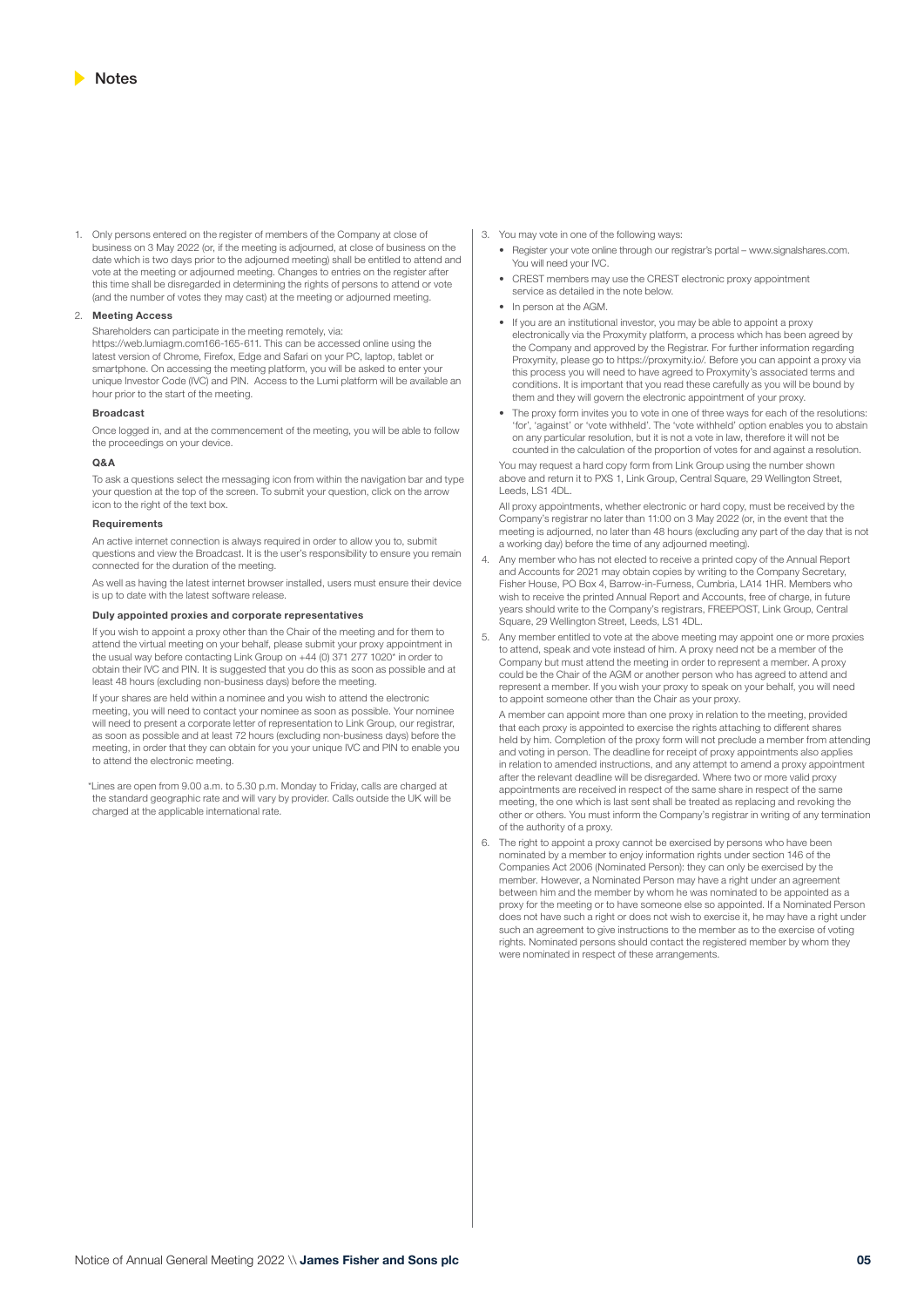# Notes

1. Only persons entered on the register of members of the Company at close of business on 3 May 2022 (or, if the meeting is adjourned, at close of business on the date which is two days prior to the adjourned meeting) shall be entitled to attend and vote at the meeting or adjourned meeting. Changes to entries on the register after this time shall be disregarded in determining the rights of persons to attend or vote (and the number of votes they may cast) at the meeting or adjourned meeting.

2. **Meeting Access**

   Shareholders can participate in the meeting remotely, via: https://web.lumiagm.com166-165-611. This can be accessed online using the latest version of Chrome, Firefox, Edge and Safari on your PC, laptop, tablet or smartphone. On accessing the meeting platform, you will be asked to enter your unique Investor Code (IVC) and PIN. Access to the Lumi platform will be available an hour prior to the start of the meeting.

   **Broadcast**

   Once logged in, and at the commencement of the meeting, you will be able to follow the proceedings on your device.

   **Q&A**

   To ask a questions select the messaging icon from within the navigation bar and type your question at the top of the screen. To submit your question, click on the arrow icon to the right of the text box.

   **Requirements**

   An active internet connection is always required in order to allow you to, submit questions and view the Broadcast. It is the user's responsibility to ensure you remain connected for the duration of the meeting.

   As well as having the latest internet browser installed, users must ensure their device is up to date with the latest software release.

   **Duly appointed proxies and corporate representatives**

   If you wish to appoint a proxy other than the Chair of the meeting and for them to attend the virtual meeting on your behalf, please submit your proxy appointment in the usual way before contacting Link Group on +44 (0) 371 277 1020* in order to obtain their IVC and PIN. It is suggested that you do this as soon as possible and at least 48 hours (excluding non-business days) before the meeting.

   If your shares are held within a nominee and you wish to attend the electronic meeting, you will need to contact your nominee as soon as possible. Your nominee will need to present a corporate letter of representation to Link Group, our registrar, as soon as possible and at least 72 hours (excluding non-business days) before the meeting, in order that they can obtain for you your unique IVC and PIN to enable you to attend the electronic meeting.

   *Lines are open from 9.00 a.m. to 5.30 p.m. Monday to Friday, calls are charged at the standard geographic rate and will vary by provider. Calls outside the UK will be charged at the applicable international rate.

3. You may vote in one of the following ways:
   - Register your vote online through our registrar's portal – www.signalshares.com. You will need your IVC.
   - CREST members may use the CREST electronic proxy appointment service as detailed in the note below.
   - In person at the AGM.
   - If you are an institutional investor, you may be able to appoint a proxy electronically via the Proxymity platform, a process which has been agreed by the Company and approved by the Registrar. For further information regarding Proxymity, please go to https://proxymity.io/. Before you can appoint a proxy via this process you will need to have agreed to Proxymity's associated terms and conditions. It is important that you read these carefully as you will be bound by them and they will govern the electronic appointment of your proxy.
   - The proxy form invites you to vote in one of three ways for each of the resolutions: 'for', 'against' or 'vote withheld'. The 'vote withheld' option enables you to abstain on any particular resolution, but it is not a vote in law, therefore it will not be counted in the calculation of the proportion of votes for and against a resolution.

   You may request a hard copy form from Link Group using the number shown above and return it to PXS 1, Link Group, Central Square, 29 Wellington Street, Leeds, LS1 4DL.

   All proxy appointments, whether electronic or hard copy, must be received by the Company's registrar no later than 11:00 on 3 May 2022 (or, in the event that the meeting is adjourned, no later than 48 hours (excluding any part of the day that is not a working day) before the time of any adjourned meeting).

4. Any member who has not elected to receive a printed copy of the Annual Report and Accounts for 2021 may obtain copies by writing to the Company Secretary, Fisher House, PO Box 4, Barrow-in-Furness, Cumbria, LA14 1HR. Members who wish to receive the printed Annual Report and Accounts, free of charge, in future years should write to the Company's registrars, FREEPOST, Link Group, Central Square, 29 Wellington Street, Leeds, LS1 4DL.

5. Any member entitled to vote at the above meeting may appoint one or more proxies to attend, speak and vote instead of him. A proxy need not be a member of the Company but must attend the meeting in order to represent a member. A proxy could be the Chair of the AGM or another person who has agreed to attend and represent a member. If you wish your proxy to speak on your behalf, you will need to appoint someone other than the Chair as your proxy.

   A member can appoint more than one proxy in relation to the meeting, provided that each proxy is appointed to exercise the rights attaching to different shares held by him. Completion of the proxy form will not preclude a member from attending and voting in person. The deadline for receipt of proxy appointments also applies in relation to amended instructions, and any attempt to amend a proxy appointment after the relevant deadline will be disregarded. Where two or more valid proxy appointments are received in respect of the same share in respect of the same meeting, the one which is last sent shall be treated as replacing and revoking the other or others. You must inform the Company's registrar in writing of any termination of the authority of a proxy.

6. The right to appoint a proxy cannot be exercised by persons who have been nominated by a member to enjoy information rights under section 146 of the Companies Act 2006 (Nominated Person): they can only be exercised by the member. However, a Nominated Person may have a right under an agreement between him and the member by whom he was nominated to be appointed as a proxy for the meeting or to have someone else so appointed. If a Nominated Person does not have such a right or does not wish to exercise it, he may have a right under such an agreement to give instructions to the member as to the exercise of voting rights. Nominated persons should contact the registered member by whom they were nominated in respect of these arrangements.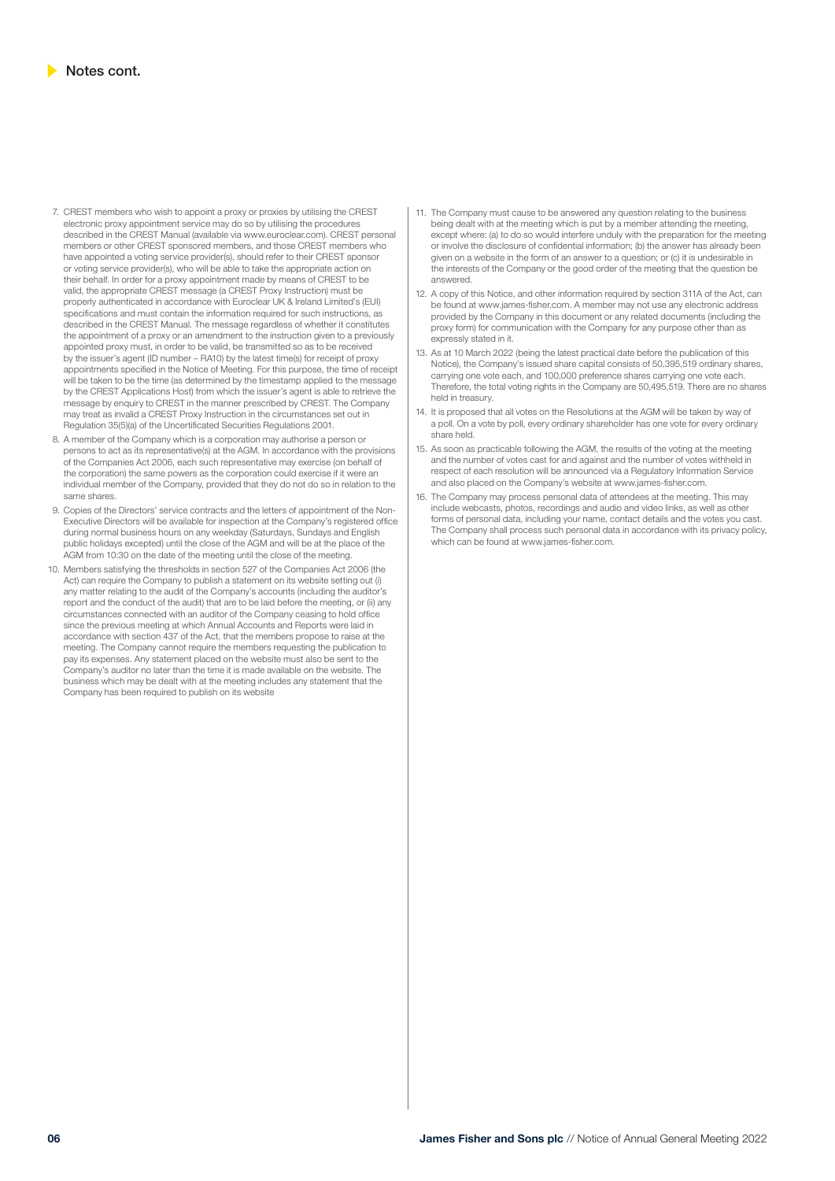## Notes cont.

7. CREST members who wish to appoint a proxy or proxies by utilising the CREST electronic proxy appointment service may do so by utilising the procedures described in the CREST Manual (available via www.euroclear.com). CREST personal members or other CREST sponsored members, and those CREST members who have appointed a voting service provider(s), should refer to their CREST sponsor or voting service provider(s), who will be able to take the appropriate action on their behalf. In order for a proxy appointment made by means of CREST to be valid, the appropriate CREST message (a CREST Proxy Instruction) must be properly authenticated in accordance with Euroclear UK & Ireland Limited's (EUI) specifications and must contain the information required for such instructions, as described in the CREST Manual. The message regardless of whether it constitutes the appointment of a proxy or an amendment to the instruction given to a previously appointed proxy must, in order to be valid, be transmitted so as to be received by the issuer's agent (ID number – RA10) by the latest time(s) for receipt of proxy appointments specified in the Notice of Meeting. For this purpose, the time of receipt will be taken to be the time (as determined by the timestamp applied to the message by the CREST Applications Host) from which the issuer's agent is able to retrieve the message by enquiry to CREST in the manner prescribed by CREST. The Company may treat as invalid a CREST Proxy Instruction in the circumstances set out in Regulation 35(5)(a) of the Uncertificated Securities Regulations 2001.
8. A member of the Company which is a corporation may authorise a person or persons to act as its representative(s) at the AGM. In accordance with the provisions of the Companies Act 2006, each such representative may exercise (on behalf of the corporation) the same powers as the corporation could exercise if it were an individual member of the Company, provided that they do not do so in relation to the same shares.
9. Copies of the Directors' service contracts and the letters of appointment of the Non-Executive Directors will be available for inspection at the Company's registered office during normal business hours on any weekday (Saturdays, Sundays and English public holidays excepted) until the close of the AGM and will be at the place of the AGM from 10:30 on the date of the meeting until the close of the meeting.
10. Members satisfying the thresholds in section 527 of the Companies Act 2006 (the Act) can require the Company to publish a statement on its website setting out (i) any matter relating to the audit of the Company's accounts (including the auditor's report and the conduct of the audit) that are to be laid before the meeting, or (ii) any circumstances connected with an auditor of the Company ceasing to hold office since the previous meeting at which Annual Accounts and Reports were laid in accordance with section 437 of the Act, that the members propose to raise at the meeting. The Company cannot require the members requesting the publication to pay its expenses. Any statement placed on the website must also be sent to the Company's auditor no later than the time it is made available on the website. The business which may be dealt with at the meeting includes any statement that the Company has been required to publish on its website
11. The Company must cause to be answered any question relating to the business being dealt with at the meeting which is put by a member attending the meeting, except where: (a) to do so would interfere unduly with the preparation for the meeting or involve the disclosure of confidential information; (b) the answer has already been given on a website in the form of an answer to a question; or (c) it is undesirable in the interests of the Company or the good order of the meeting that the question be answered.
12. A copy of this Notice, and other information required by section 311A of the Act, can be found at www.james-fisher.com. A member may not use any electronic address provided by the Company in this document or any related documents (including the proxy form) for communication with the Company for any purpose other than as expressly stated in it.
13. As at 10 March 2022 (being the latest practical date before the publication of this Notice), the Company's issued share capital consists of 50,395,519 ordinary shares, carrying one vote each, and 100,000 preference shares carrying one vote each. Therefore, the total voting rights in the Company are 50,495,519. There are no shares held in treasury.
14. It is proposed that all votes on the Resolutions at the AGM will be taken by way of a poll. On a vote by poll, every ordinary shareholder has one vote for every ordinary share held.
15. As soon as practicable following the AGM, the results of the voting at the meeting and the number of votes cast for and against and the number of votes withheld in respect of each resolution will be announced via a Regulatory Information Service and also placed on the Company's website at www.james-fisher.com.
16. The Company may process personal data of attendees at the meeting. This may include webcasts, photos, recordings and audio and video links, as well as other forms of personal data, including your name, contact details and the votes you cast. The Company shall process such personal data in accordance with its privacy policy, which can be found at www.james-fisher.com.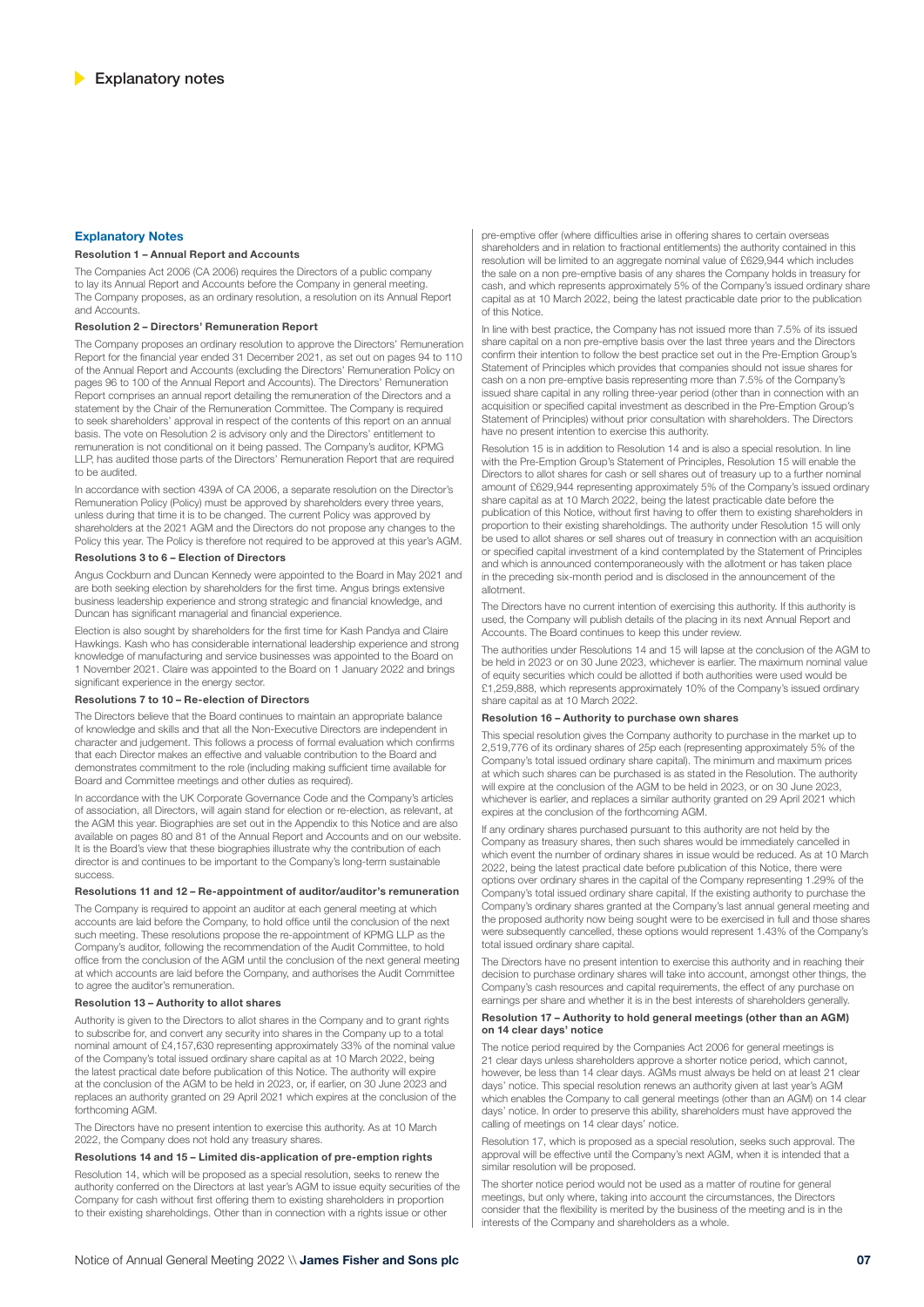# Explanatory notes

## Explanatory Notes

### Resolution 1 – Annual Report and Accounts

The Companies Act 2006 (CA 2006) requires the Directors of a public company to lay its Annual Report and Accounts before the Company in general meeting. The Company proposes, as an ordinary resolution, a resolution on its Annual Report and Accounts.

### Resolution 2 – Directors' Remuneration Report

The Company proposes an ordinary resolution to approve the Directors' Remuneration Report for the financial year ended 31 December 2021, as set out on pages 94 to 110 of the Annual Report and Accounts (excluding the Directors' Remuneration Policy on pages 96 to 100 of the Annual Report and Accounts). The Directors' Remuneration Report comprises an annual report detailing the remuneration of the Directors and a statement by the Chair of the Remuneration Committee. The Company is required to seek shareholders' approval in respect of the contents of this report on an annual basis. The vote on Resolution 2 is advisory only and the Directors' entitlement to remuneration is not conditional on it being passed. The Company's auditor, KPMG LLP, has audited those parts of the Directors' Remuneration Report that are required to be audited.

In accordance with section 439A of CA 2006, a separate resolution on the Director's Remuneration Policy (Policy) must be approved by shareholders every three years, unless during that time it is to be changed. The current Policy was approved by shareholders at the 2021 AGM and the Directors do not propose any changes to the Policy this year. The Policy is therefore not required to be approved at this year's AGM.

### Resolutions 3 to 6 – Election of Directors

Angus Cockburn and Duncan Kennedy were appointed to the Board in May 2021 and are both seeking election by shareholders for the first time. Angus brings extensive business leadership experience and strong strategic and financial knowledge, and Duncan has significant managerial and financial experience.

Election is also sought by shareholders for the first time for Kash Pandya and Claire Hawkings. Kash who has considerable international leadership experience and strong knowledge of manufacturing and service businesses was appointed to the Board on 1 November 2021. Claire was appointed to the Board on 1 January 2022 and brings significant experience in the energy sector.

### Resolutions 7 to 10 – Re-election of Directors

The Directors believe that the Board continues to maintain an appropriate balance of knowledge and skills and that all the Non-Executive Directors are independent in character and judgement. This follows a process of formal evaluation which confirms that each Director makes an effective and valuable contribution to the Board and demonstrates commitment to the role (including making sufficient time available for Board and Committee meetings and other duties as required).

In accordance with the UK Corporate Governance Code and the Company's articles of association, all Directors, will again stand for election or re-election, as relevant, at the AGM this year. Biographies are set out in the Appendix to this Notice and are also available on pages 80 and 81 of the Annual Report and Accounts and on our website. It is the Board's view that these biographies illustrate why the contribution of each director is and continues to be important to the Company's long-term sustainable success.

### Resolutions 11 and 12 – Re-appointment of auditor/auditor's remuneration

The Company is required to appoint an auditor at each general meeting at which accounts are laid before the Company, to hold office until the conclusion of the next such meeting. These resolutions propose the re-appointment of KPMG LLP as the Company's auditor, following the recommendation of the Audit Committee, to hold office from the conclusion of the AGM until the conclusion of the next general meeting at which accounts are laid before the Company, and authorises the Audit Committee to agree the auditor's remuneration.

### Resolution 13 – Authority to allot shares

Authority is given to the Directors to allot shares in the Company and to grant rights to subscribe for, and convert any security into shares in the Company up to a total nominal amount of £4,157,630 representing approximately 33% of the nominal value of the Company's total issued ordinary share capital as at 10 March 2022, being the latest practical date before publication of this Notice. The authority will expire at the conclusion of the AGM to be held in 2023, or, if earlier, on 30 June 2023 and replaces an authority granted on 29 April 2021 which expires at the conclusion of the forthcoming AGM.

The Directors have no present intention to exercise this authority. As at 10 March 2022, the Company does not hold any treasury shares.

### Resolutions 14 and 15 – Limited dis-application of pre-emption rights

Resolution 14, which will be proposed as a special resolution, seeks to renew the authority conferred on the Directors at last year's AGM to issue equity securities of the Company for cash without first offering them to existing shareholders in proportion to their existing shareholdings. Other than in connection with a rights issue or other pre-emptive offer (where difficulties arise in offering shares to certain overseas shareholders and in relation to fractional entitlements) the authority contained in this resolution will be limited to an aggregate nominal value of £629,944 which includes the sale on a non pre-emptive basis of any shares the Company holds in treasury for cash, and which represents approximately 5% of the Company's issued ordinary share capital as at 10 March 2022, being the latest practicable date prior to the publication of this Notice.

In line with best practice, the Company has not issued more than 7.5% of its issued share capital on a non pre-emptive basis over the last three years and the Directors confirm their intention to follow the best practice set out in the Pre-Emption Group's Statement of Principles which provides that companies should not issue shares for cash on a non pre-emptive basis representing more than 7.5% of the Company's issued share capital in any rolling three-year period (other than in connection with an acquisition or specified capital investment as described in the Pre-Emption Group's Statement of Principles) without prior consultation with shareholders. The Directors have no present intention to exercise this authority.

Resolution 15 is in addition to Resolution 14 and is also a special resolution. In line with the Pre-Emption Group's Statement of Principles, Resolution 15 will enable the Directors to allot shares for cash or sell shares out of treasury up to a further nominal amount of £629,944 representing approximately 5% of the Company's issued ordinary share capital as at 10 March 2022, being the latest practicable date before the publication of this Notice, without first having to offer them to existing shareholders in proportion to their existing shareholdings. The authority under Resolution 15 will only be used to allot shares or sell shares out of treasury in connection with an acquisition or specified capital investment of a kind contemplated by the Statement of Principles and which is announced contemporaneously with the allotment or has taken place in the preceding six-month period and is disclosed in the announcement of the allotment.

The Directors have no current intention of exercising this authority. If this authority is used, the Company will publish details of the placing in its next Annual Report and Accounts. The Board continues to keep this under review.

The authorities under Resolutions 14 and 15 will lapse at the conclusion of the AGM to be held in 2023 or on 30 June 2023, whichever is earlier. The maximum nominal value of equity securities which could be allotted if both authorities were used would be £1,259,888, which represents approximately 10% of the Company's issued ordinary share capital as at 10 March 2022.

### Resolution 16 – Authority to purchase own shares

This special resolution gives the Company authority to purchase in the market up to 2,519,776 of its ordinary shares of 25p each (representing approximately 5% of the Company's total issued ordinary share capital). The minimum and maximum prices at which such shares can be purchased is as stated in the Resolution. The authority will expire at the conclusion of the AGM to be held in 2023, or on 30 June 2023, whichever is earlier, and replaces a similar authority granted on 29 April 2021 which expires at the conclusion of the forthcoming AGM.

If any ordinary shares purchased pursuant to this authority are not held by the Company as treasury shares, then such shares would be immediately cancelled in which event the number of ordinary shares in issue would be reduced. As at 10 March 2022, being the latest practical date before publication of this Notice, there were options over ordinary shares in the capital of the Company representing 1.29% of the Company's total issued ordinary share capital. If the existing authority to purchase the Company's ordinary shares granted at the Company's last annual general meeting and the proposed authority now being sought were to be exercised in full and those shares were subsequently cancelled, these options would represent 1.43% of the Company's total issued ordinary share capital.

The Directors have no present intention to exercise this authority and in reaching their decision to purchase ordinary shares will take into account, amongst other things, the Company's cash resources and capital requirements, the effect of any purchase on earnings per share and whether it is in the best interests of shareholders generally.

### Resolution 17 – Authority to hold general meetings (other than an AGM) on 14 clear days' notice

The notice period required by the Companies Act 2006 for general meetings is 21 clear days unless shareholders approve a shorter notice period, which cannot, however, be less than 14 clear days. AGMs must always be held on at least 21 clear days' notice. This special resolution renews an authority given at last year's AGM which enables the Company to call general meetings (other than an AGM) on 14 clear days' notice. In order to preserve this ability, shareholders must have approved the calling of meetings on 14 clear days' notice.

Resolution 17, which is proposed as a special resolution, seeks such approval. The approval will be effective until the Company's next AGM, when it is intended that a similar resolution will be proposed.

The shorter notice period would not be used as a matter of routine for general meetings, but only where, taking into account the circumstances, the Directors consider that the flexibility is merited by the business of the meeting and is in the interests of the Company and shareholders as a whole.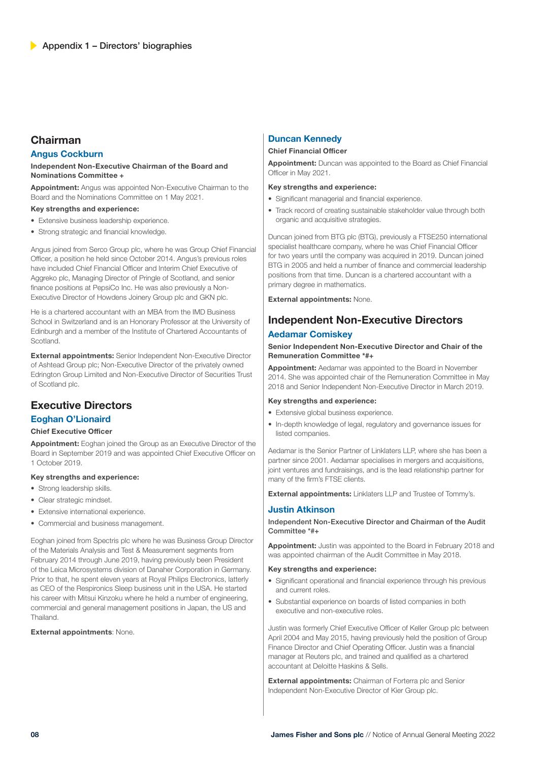# Appendix 1 – Directors' biographies

## Chairman

### Angus Cockburn

**Independent Non-Executive Chairman of the Board and Nominations Committee +**

**Appointment:** Angus was appointed Non-Executive Chairman to the Board and the Nominations Committee on 1 May 2021.

**Key strengths and experience:**

- Extensive business leadership experience.
- Strong strategic and financial knowledge.

Angus joined from Serco Group plc, where he was Group Chief Financial Officer, a position he held since October 2014. Angus's previous roles have included Chief Financial Officer and Interim Chief Executive of Aggreko plc, Managing Director of Pringle of Scotland, and senior finance positions at PepsiCo Inc. He was also previously a Non-Executive Director of Howdens Joinery Group plc and GKN plc.

He is a chartered accountant with an MBA from the IMD Business School in Switzerland and is an Honorary Professor at the University of Edinburgh and a member of the Institute of Chartered Accountants of Scotland.

**External appointments:** Senior Independent Non-Executive Director of Ashtead Group plc; Non-Executive Director of the privately owned Edrington Group Limited and Non-Executive Director of Securities Trust of Scotland plc.

## Executive Directors

### Eoghan O'Lionaird

**Chief Executive Officer**

**Appointment:** Eoghan joined the Group as an Executive Director of the Board in September 2019 and was appointed Chief Executive Officer on 1 October 2019.

**Key strengths and experience:**

- Strong leadership skills.
- Clear strategic mindset.
- Extensive international experience.
- Commercial and business management.

Eoghan joined from Spectris plc where he was Business Group Director of the Materials Analysis and Test & Measurement segments from February 2014 through June 2019, having previously been President of the Leica Microsystems division of Danaher Corporation in Germany. Prior to that, he spent eleven years at Royal Philips Electronics, latterly as CEO of the Respironics Sleep business unit in the USA. He started his career with Mitsui Kinzoku where he held a number of engineering, commercial and general management positions in Japan, the US and Thailand.

**External appointments**: None.

### Duncan Kennedy

**Chief Financial Officer**

**Appointment:** Duncan was appointed to the Board as Chief Financial Officer in May 2021.

**Key strengths and experience:**

- Significant managerial and financial experience.
- Track record of creating sustainable stakeholder value through both organic and acquisitive strategies.

Duncan joined from BTG plc (BTG), previously a FTSE250 international specialist healthcare company, where he was Chief Financial Officer for two years until the company was acquired in 2019. Duncan joined BTG in 2005 and held a number of finance and commercial leadership positions from that time. Duncan is a chartered accountant with a primary degree in mathematics.

**External appointments:** None.

## Independent Non-Executive Directors

### Aedamar Comiskey

**Senior Independent Non-Executive Director and Chair of the Remuneration Committee *#+**

**Appointment:** Aedamar was appointed to the Board in November 2014. She was appointed chair of the Remuneration Committee in May 2018 and Senior Independent Non-Executive Director in March 2019.

**Key strengths and experience:**

- Extensive global business experience.
- In-depth knowledge of legal, regulatory and governance issues for listed companies.

Aedamar is the Senior Partner of Linklaters LLP, where she has been a partner since 2001. Aedamar specialises in mergers and acquisitions, joint ventures and fundraisings, and is the lead relationship partner for many of the firm's FTSE clients.

**External appointments:** Linklaters LLP and Trustee of Tommy's.

### Justin Atkinson

**Independent Non-Executive Director and Chairman of the Audit Committee *#+**

**Appointment:** Justin was appointed to the Board in February 2018 and was appointed chairman of the Audit Committee in May 2018.

**Key strengths and experience:**

- Significant operational and financial experience through his previous and current roles.
- Substantial experience on boards of listed companies in both executive and non-executive roles.

Justin was formerly Chief Executive Officer of Keller Group plc between April 2004 and May 2015, having previously held the position of Group Finance Director and Chief Operating Officer. Justin was a financial manager at Reuters plc, and trained and qualified as a chartered accountant at Deloitte Haskins & Sells.

**External appointments:** Chairman of Forterra plc and Senior Independent Non-Executive Director of Kier Group plc.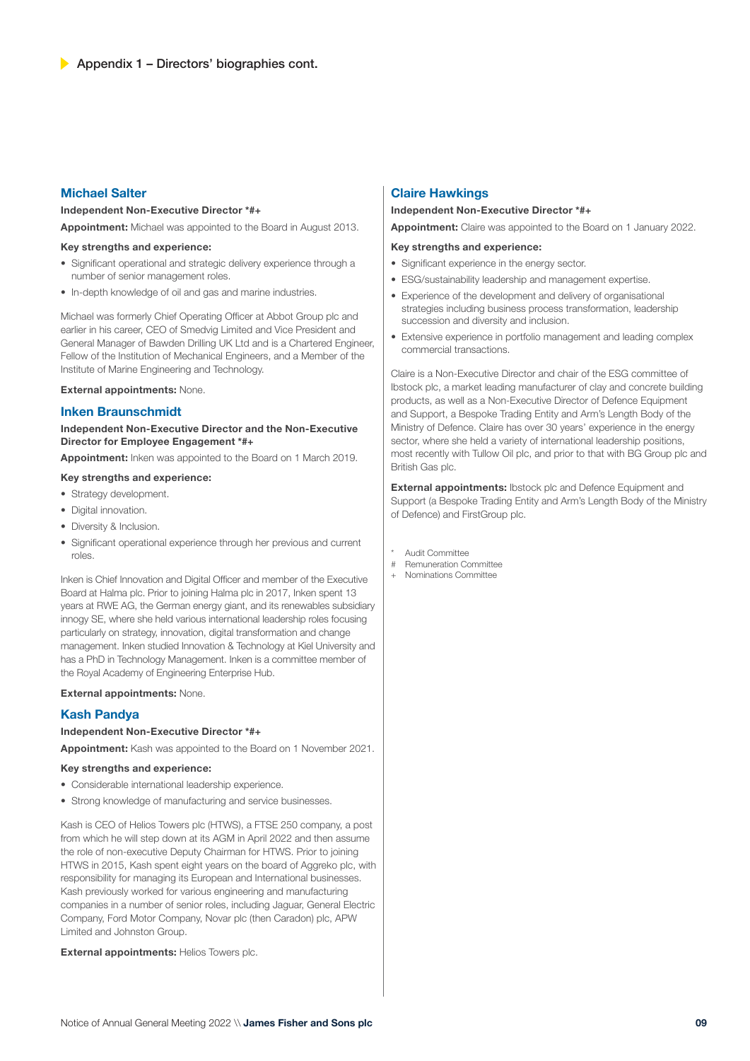## Appendix 1 – Directors' biographies cont.

### Michael Salter

**Independent Non-Executive Director *#+**

**Appointment:** Michael was appointed to the Board in August 2013.

**Key strengths and experience:**

- Significant operational and strategic delivery experience through a number of senior management roles.
- In-depth knowledge of oil and gas and marine industries.

Michael was formerly Chief Operating Officer at Abbot Group plc and earlier in his career, CEO of Smedvig Limited and Vice President and General Manager of Bawden Drilling UK Ltd and is a Chartered Engineer, Fellow of the Institution of Mechanical Engineers, and a Member of the Institute of Marine Engineering and Technology.

**External appointments:** None.

### Inken Braunschmidt

**Independent Non-Executive Director and the Non-Executive Director for Employee Engagement *#+**

**Appointment:** Inken was appointed to the Board on 1 March 2019.

**Key strengths and experience:**

- Strategy development.
- Digital innovation.
- Diversity & Inclusion.
- Significant operational experience through her previous and current roles.

Inken is Chief Innovation and Digital Officer and member of the Executive Board at Halma plc. Prior to joining Halma plc in 2017, Inken spent 13 years at RWE AG, the German energy giant, and its renewables subsidiary innogy SE, where she held various international leadership roles focusing particularly on strategy, innovation, digital transformation and change management. Inken studied Innovation & Technology at Kiel University and has a PhD in Technology Management. Inken is a committee member of the Royal Academy of Engineering Enterprise Hub.

**External appointments:** None.

### Kash Pandya

**Independent Non-Executive Director *#+**

**Appointment:** Kash was appointed to the Board on 1 November 2021.

**Key strengths and experience:**

- Considerable international leadership experience.
- Strong knowledge of manufacturing and service businesses.

Kash is CEO of Helios Towers plc (HTWS), a FTSE 250 company, a post from which he will step down at its AGM in April 2022 and then assume the role of non-executive Deputy Chairman for HTWS. Prior to joining HTWS in 2015, Kash spent eight years on the board of Aggreko plc, with responsibility for managing its European and International businesses. Kash previously worked for various engineering and manufacturing companies in a number of senior roles, including Jaguar, General Electric Company, Ford Motor Company, Novar plc (then Caradon) plc, APW Limited and Johnston Group.

**External appointments:** Helios Towers plc.

### Claire Hawkings

**Independent Non-Executive Director *#+**

**Appointment:** Claire was appointed to the Board on 1 January 2022.

**Key strengths and experience:**

- Significant experience in the energy sector.
- ESG/sustainability leadership and management expertise.
- Experience of the development and delivery of organisational strategies including business process transformation, leadership succession and diversity and inclusion.
- Extensive experience in portfolio management and leading complex commercial transactions.

Claire is a Non-Executive Director and chair of the ESG committee of Ibstock plc, a market leading manufacturer of clay and concrete building products, as well as a Non-Executive Director of Defence Equipment and Support, a Bespoke Trading Entity and Arm's Length Body of the Ministry of Defence. Claire has over 30 years' experience in the energy sector, where she held a variety of international leadership positions, most recently with Tullow Oil plc, and prior to that with BG Group plc and British Gas plc.

**External appointments:** Ibstock plc and Defence Equipment and Support (a Bespoke Trading Entity and Arm's Length Body of the Ministry of Defence) and FirstGroup plc.

\* Audit Committee
\# Remuneration Committee
\+ Nominations Committee